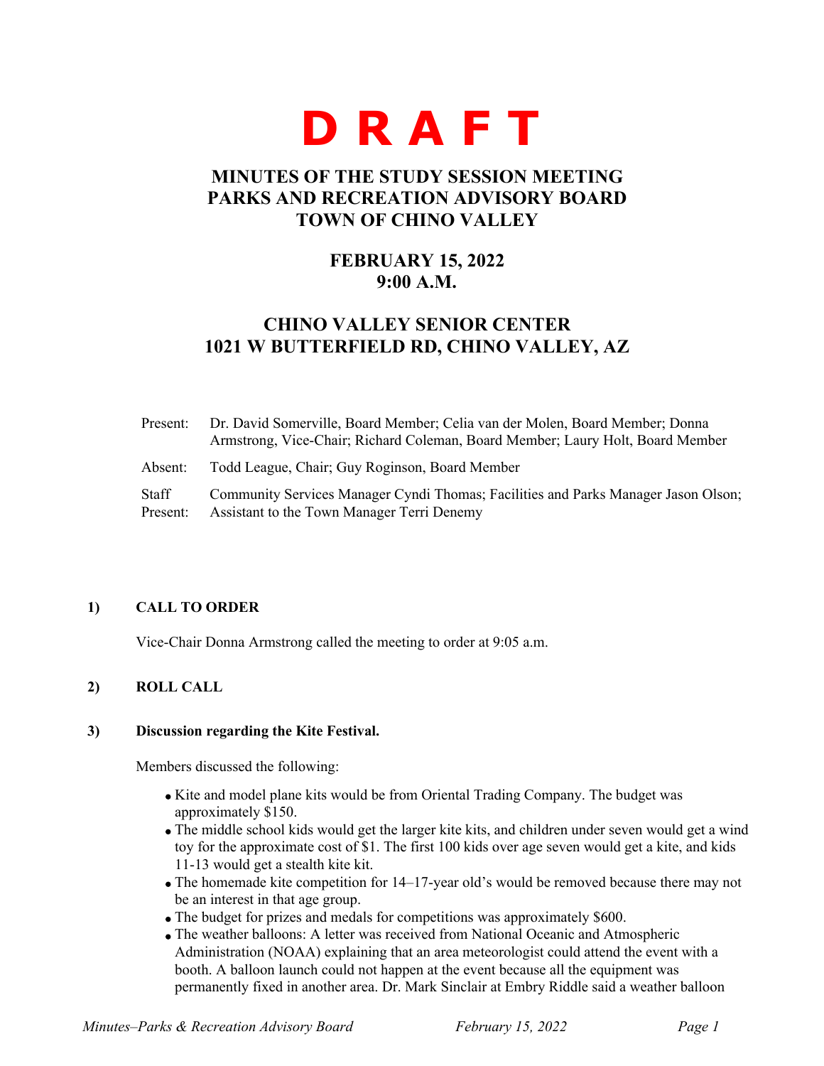# D R A F T

## MINUTES OF THE STUDY SESSION MEETING
## PARKS AND RECREATION ADVISORY BOARD
## TOWN OF CHINO VALLEY

### FEBRUARY 15, 2022
### 9:00 A.M.

### CHINO VALLEY SENIOR CENTER
### 1021 W BUTTERFIELD RD, CHINO VALLEY, AZ

Present: Dr. David Somerville, Board Member; Celia van der Molen, Board Member; Donna Armstrong, Vice-Chair; Richard Coleman, Board Member; Laury Holt, Board Member

Absent: Todd League, Chair; Guy Roginson, Board Member

Staff Present: Community Services Manager Cyndi Thomas; Facilities and Parks Manager Jason Olson; Assistant to the Town Manager Terri Denemy

**1) CALL TO ORDER**

Vice-Chair Donna Armstrong called the meeting to order at 9:05 a.m.

**2) ROLL CALL**

**3) Discussion regarding the Kite Festival.**

Members discussed the following:

- Kite and model plane kits would be from Oriental Trading Company. The budget was approximately $150.
- The middle school kids would get the larger kite kits, and children under seven would get a wind toy for the approximate cost of $1. The first 100 kids over age seven would get a kite, and kids 11-13 would get a stealth kite kit.
- The homemade kite competition for 14–17-year old's would be removed because there may not be an interest in that age group.
- The budget for prizes and medals for competitions was approximately $600.
- The weather balloons: A letter was received from National Oceanic and Atmospheric Administration (NOAA) explaining that an area meteorologist could attend the event with a booth. A balloon launch could not happen at the event because all the equipment was permanently fixed in another area. Dr. Mark Sinclair at Embry Riddle said a weather balloon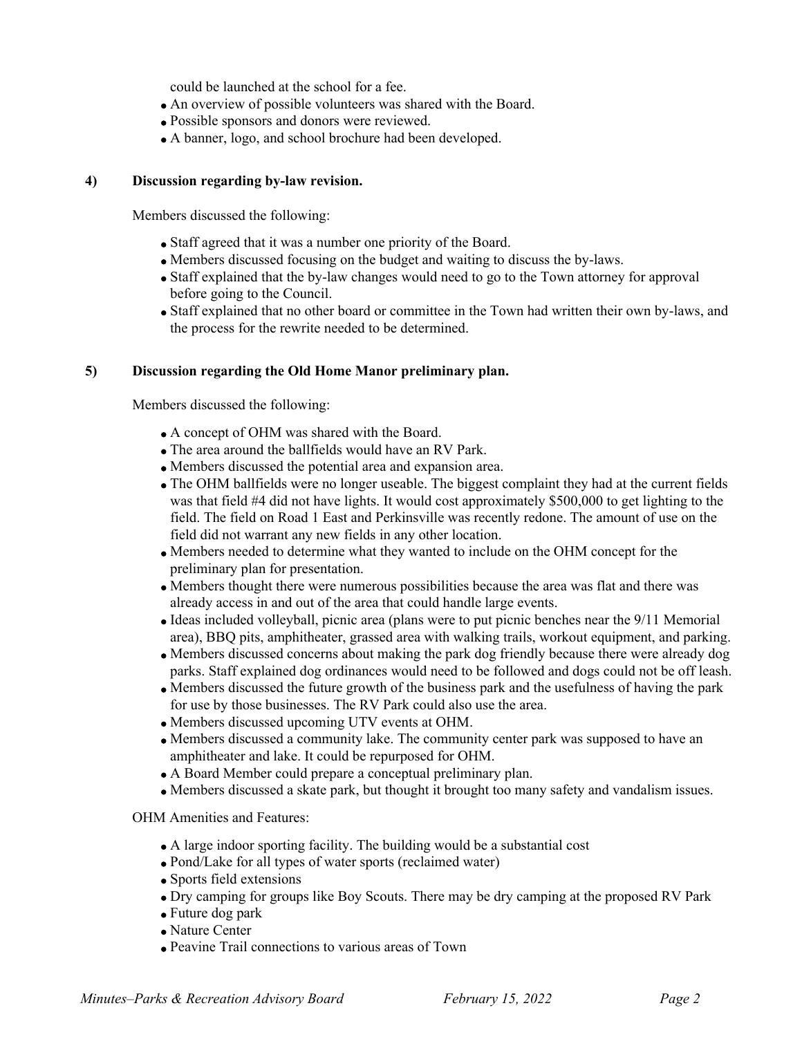could be launched at the school for a fee.

- An overview of possible volunteers was shared with the Board.
- Possible sponsors and donors were reviewed.
- A banner, logo, and school brochure had been developed.

**4) Discussion regarding by-law revision.**

Members discussed the following:

- Staff agreed that it was a number one priority of the Board.
- Members discussed focusing on the budget and waiting to discuss the by-laws.
- Staff explained that the by-law changes would need to go to the Town attorney for approval before going to the Council.
- Staff explained that no other board or committee in the Town had written their own by-laws, and the process for the rewrite needed to be determined.

**5) Discussion regarding the Old Home Manor preliminary plan.**

Members discussed the following:

- A concept of OHM was shared with the Board.
- The area around the ballfields would have an RV Park.
- Members discussed the potential area and expansion area.
- The OHM ballfields were no longer useable. The biggest complaint they had at the current fields was that field #4 did not have lights. It would cost approximately $500,000 to get lighting to the field. The field on Road 1 East and Perkinsville was recently redone. The amount of use on the field did not warrant any new fields in any other location.
- Members needed to determine what they wanted to include on the OHM concept for the preliminary plan for presentation.
- Members thought there were numerous possibilities because the area was flat and there was already access in and out of the area that could handle large events.
- Ideas included volleyball, picnic area (plans were to put picnic benches near the 9/11 Memorial area), BBQ pits, amphitheater, grassed area with walking trails, workout equipment, and parking.
- Members discussed concerns about making the park dog friendly because there were already dog parks. Staff explained dog ordinances would need to be followed and dogs could not be off leash.
- Members discussed the future growth of the business park and the usefulness of having the park for use by those businesses. The RV Park could also use the area.
- Members discussed upcoming UTV events at OHM.
- Members discussed a community lake. The community center park was supposed to have an amphitheater and lake. It could be repurposed for OHM.
- A Board Member could prepare a conceptual preliminary plan.
- Members discussed a skate park, but thought it brought too many safety and vandalism issues.

OHM Amenities and Features:

- A large indoor sporting facility. The building would be a substantial cost
- Pond/Lake for all types of water sports (reclaimed water)
- Sports field extensions
- Dry camping for groups like Boy Scouts. There may be dry camping at the proposed RV Park
- Future dog park
- Nature Center
- Peavine Trail connections to various areas of Town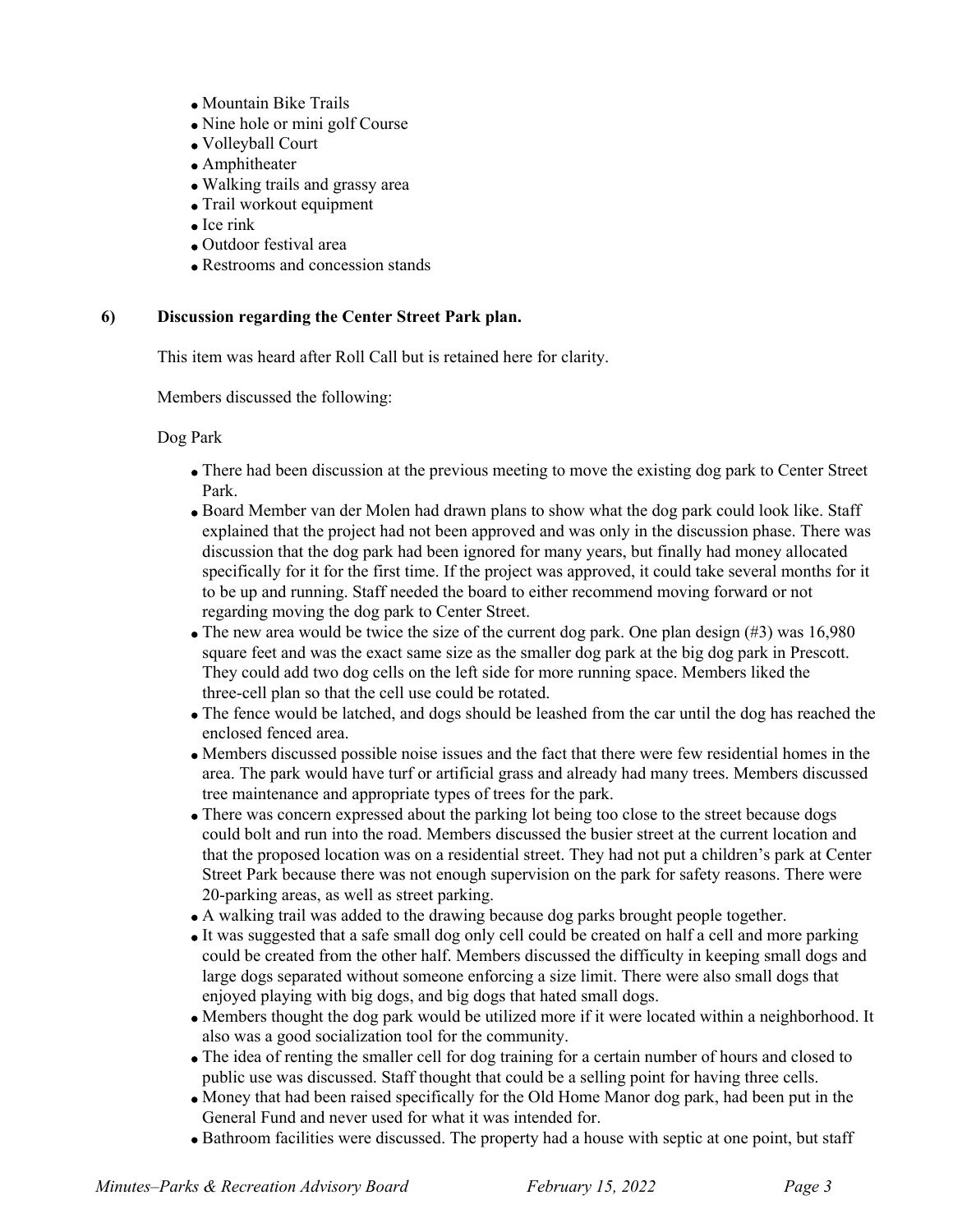- Mountain Bike Trails
- Nine hole or mini golf Course
- Volleyball Court
- Amphitheater
- Walking trails and grassy area
- Trail workout equipment
- Ice rink
- Outdoor festival area
- Restrooms and concession stands

**6) Discussion regarding the Center Street Park plan.**

This item was heard after Roll Call but is retained here for clarity.

Members discussed the following:

Dog Park

- There had been discussion at the previous meeting to move the existing dog park to Center Street Park.
- Board Member van der Molen had drawn plans to show what the dog park could look like. Staff explained that the project had not been approved and was only in the discussion phase. There was discussion that the dog park had been ignored for many years, but finally had money allocated specifically for it for the first time. If the project was approved, it could take several months for it to be up and running. Staff needed the board to either recommend moving forward or not regarding moving the dog park to Center Street.
- The new area would be twice the size of the current dog park. One plan design (#3) was 16,980 square feet and was the exact same size as the smaller dog park at the big dog park in Prescott. They could add two dog cells on the left side for more running space. Members liked the three-cell plan so that the cell use could be rotated.
- The fence would be latched, and dogs should be leashed from the car until the dog has reached the enclosed fenced area.
- Members discussed possible noise issues and the fact that there were few residential homes in the area. The park would have turf or artificial grass and already had many trees. Members discussed tree maintenance and appropriate types of trees for the park.
- There was concern expressed about the parking lot being too close to the street because dogs could bolt and run into the road. Members discussed the busier street at the current location and that the proposed location was on a residential street. They had not put a children's park at Center Street Park because there was not enough supervision on the park for safety reasons. There were 20-parking areas, as well as street parking.
- A walking trail was added to the drawing because dog parks brought people together.
- It was suggested that a safe small dog only cell could be created on half a cell and more parking could be created from the other half. Members discussed the difficulty in keeping small dogs and large dogs separated without someone enforcing a size limit. There were also small dogs that enjoyed playing with big dogs, and big dogs that hated small dogs.
- Members thought the dog park would be utilized more if it were located within a neighborhood. It also was a good socialization tool for the community.
- The idea of renting the smaller cell for dog training for a certain number of hours and closed to public use was discussed. Staff thought that could be a selling point for having three cells.
- Money that had been raised specifically for the Old Home Manor dog park, had been put in the General Fund and never used for what it was intended for.
- Bathroom facilities were discussed. The property had a house with septic at one point, but staff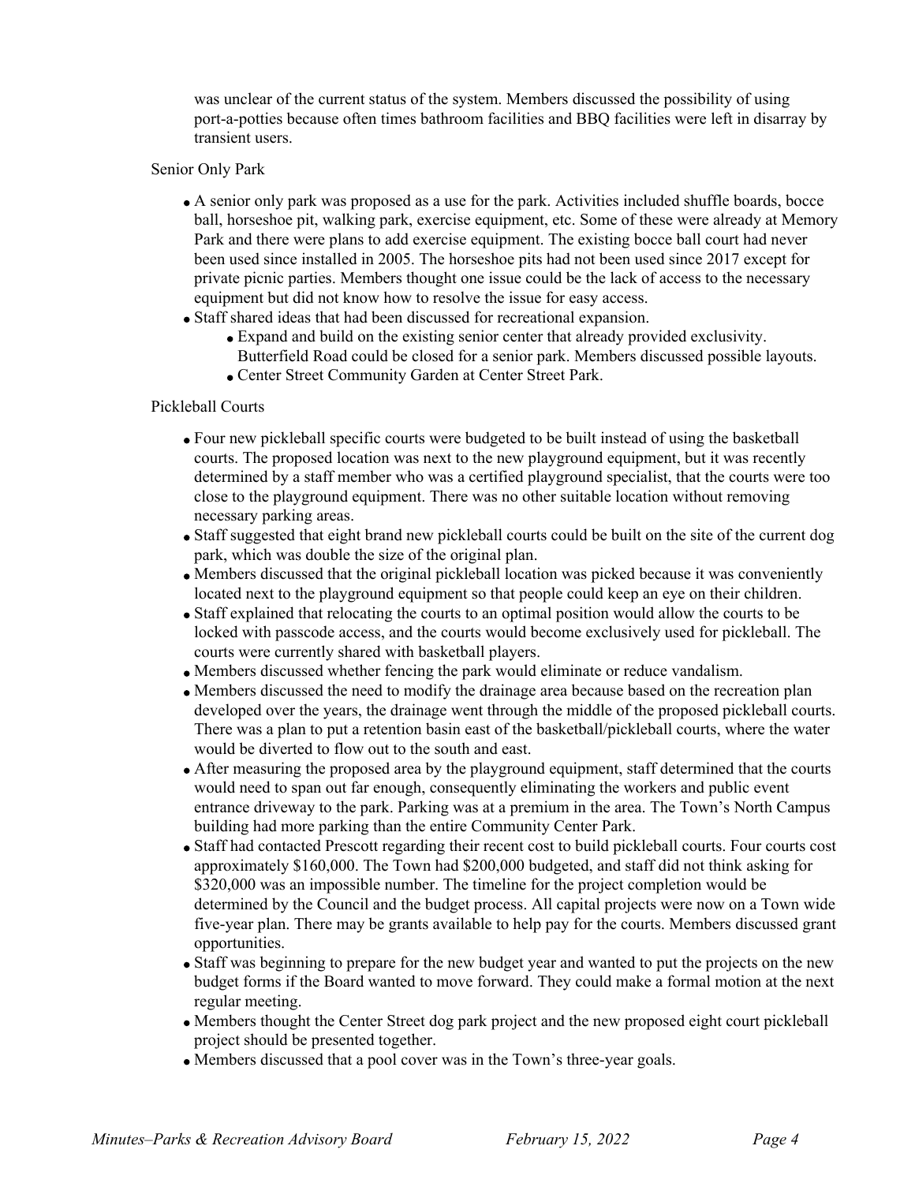was unclear of the current status of the system. Members discussed the possibility of using port-a-potties because often times bathroom facilities and BBQ facilities were left in disarray by transient users.

Senior Only Park

- A senior only park was proposed as a use for the park. Activities included shuffle boards, bocce ball, horseshoe pit, walking park, exercise equipment, etc. Some of these were already at Memory Park and there were plans to add exercise equipment. The existing bocce ball court had never been used since installed in 2005. The horseshoe pits had not been used since 2017 except for private picnic parties. Members thought one issue could be the lack of access to the necessary equipment but did not know how to resolve the issue for easy access.
- Staff shared ideas that had been discussed for recreational expansion.
  - Expand and build on the existing senior center that already provided exclusivity. Butterfield Road could be closed for a senior park. Members discussed possible layouts.
  - Center Street Community Garden at Center Street Park.

Pickleball Courts

- Four new pickleball specific courts were budgeted to be built instead of using the basketball courts. The proposed location was next to the new playground equipment, but it was recently determined by a staff member who was a certified playground specialist, that the courts were too close to the playground equipment. There was no other suitable location without removing necessary parking areas.
- Staff suggested that eight brand new pickleball courts could be built on the site of the current dog park, which was double the size of the original plan.
- Members discussed that the original pickleball location was picked because it was conveniently located next to the playground equipment so that people could keep an eye on their children.
- Staff explained that relocating the courts to an optimal position would allow the courts to be locked with passcode access, and the courts would become exclusively used for pickleball. The courts were currently shared with basketball players.
- Members discussed whether fencing the park would eliminate or reduce vandalism.
- Members discussed the need to modify the drainage area because based on the recreation plan developed over the years, the drainage went through the middle of the proposed pickleball courts. There was a plan to put a retention basin east of the basketball/pickleball courts, where the water would be diverted to flow out to the south and east.
- After measuring the proposed area by the playground equipment, staff determined that the courts would need to span out far enough, consequently eliminating the workers and public event entrance driveway to the park. Parking was at a premium in the area. The Town's North Campus building had more parking than the entire Community Center Park.
- Staff had contacted Prescott regarding their recent cost to build pickleball courts. Four courts cost approximately $160,000. The Town had $200,000 budgeted, and staff did not think asking for $320,000 was an impossible number. The timeline for the project completion would be determined by the Council and the budget process. All capital projects were now on a Town wide five-year plan. There may be grants available to help pay for the courts. Members discussed grant opportunities.
- Staff was beginning to prepare for the new budget year and wanted to put the projects on the new budget forms if the Board wanted to move forward. They could make a formal motion at the next regular meeting.
- Members thought the Center Street dog park project and the new proposed eight court pickleball project should be presented together.
- Members discussed that a pool cover was in the Town's three-year goals.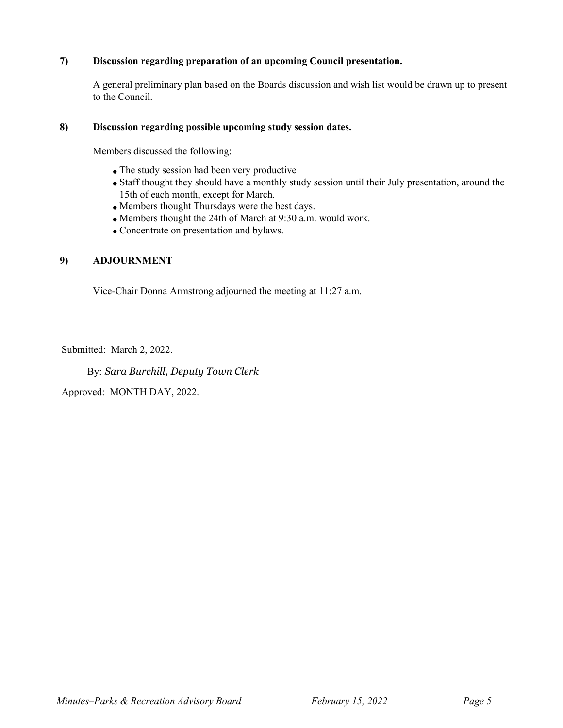**7) Discussion regarding preparation of an upcoming Council presentation.**

A general preliminary plan based on the Boards discussion and wish list would be drawn up to present to the Council.

**8) Discussion regarding possible upcoming study session dates.**

Members discussed the following:

- The study session had been very productive
- Staff thought they should have a monthly study session until their July presentation, around the 15th of each month, except for March.
- Members thought Thursdays were the best days.
- Members thought the 24th of March at 9:30 a.m. would work.
- Concentrate on presentation and bylaws.

**9) ADJOURNMENT**

Vice-Chair Donna Armstrong adjourned the meeting at 11:27 a.m.

Submitted: March 2, 2022.

By: *Sara Burchill, Deputy Town Clerk*

Approved: MONTH DAY, 2022.